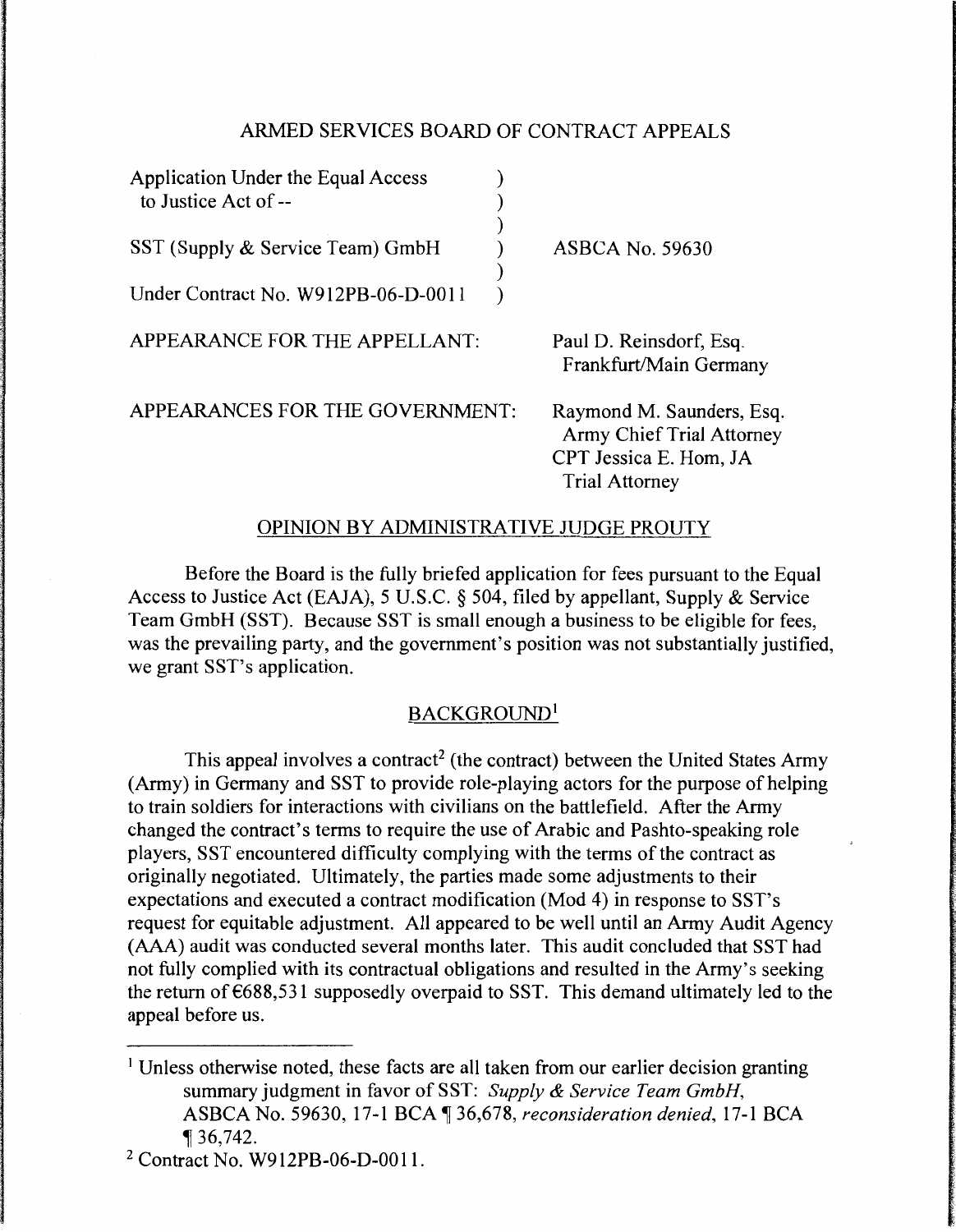# ARMED SERVICES BOARD OF CONTRACT APPEALS

| | |
|---|---|
| Application Under the Equal Access to Justice Act of -- | |
| SST (Supply & Service Team) GmbH | ASBCA No. 59630 |
| Under Contract No. W912PB-06-D-0011 | |

APPEARANCE FOR THE APPELLANT: Paul D. Reinsdorf, Esq. Frankfurt/Main Germany

APPEARANCES FOR THE GOVERNMENT: Raymond M. Saunders, Esq. Army Chief Trial Attorney; CPT Jessica E. Hom, JA Trial Attorney

## OPINION BY ADMINISTRATIVE JUDGE PROUTY

Before the Board is the fully briefed application for fees pursuant to the Equal Access to Justice Act (EAJA), 5 U.S.C. § 504, filed by appellant, Supply & Service Team GmbH (SST). Because SST is small enough a business to be eligible for fees, was the prevailing party, and the government's position was not substantially justified, we grant SST's application.

## BACKGROUND[1]

This appeal involves a contract[2] (the contract) between the United States Army (Army) in Germany and SST to provide role-playing actors for the purpose of helping to train soldiers for interactions with civilians on the battlefield. After the Army changed the contract's terms to require the use of Arabic and Pashto-speaking role players, SST encountered difficulty complying with the terms of the contract as originally negotiated. Ultimately, the parties made some adjustments to their expectations and executed a contract modification (Mod 4) in response to SST's request for equitable adjustment. All appeared to be well until an Army Audit Agency (AAA) audit was conducted several months later. This audit concluded that SST had not fully complied with its contractual obligations and resulted in the Army's seeking the return of €688,531 supposedly overpaid to SST. This demand ultimately led to the appeal before us.

---

[1] Unless otherwise noted, these facts are all taken from our earlier decision granting summary judgment in favor of SST: *Supply & Service Team GmbH*, ASBCA No. 59630, 17-1 BCA ¶ 36,678, *reconsideration denied*, 17-1 BCA ¶ 36,742.

[2] Contract No. W912PB-06-D-0011.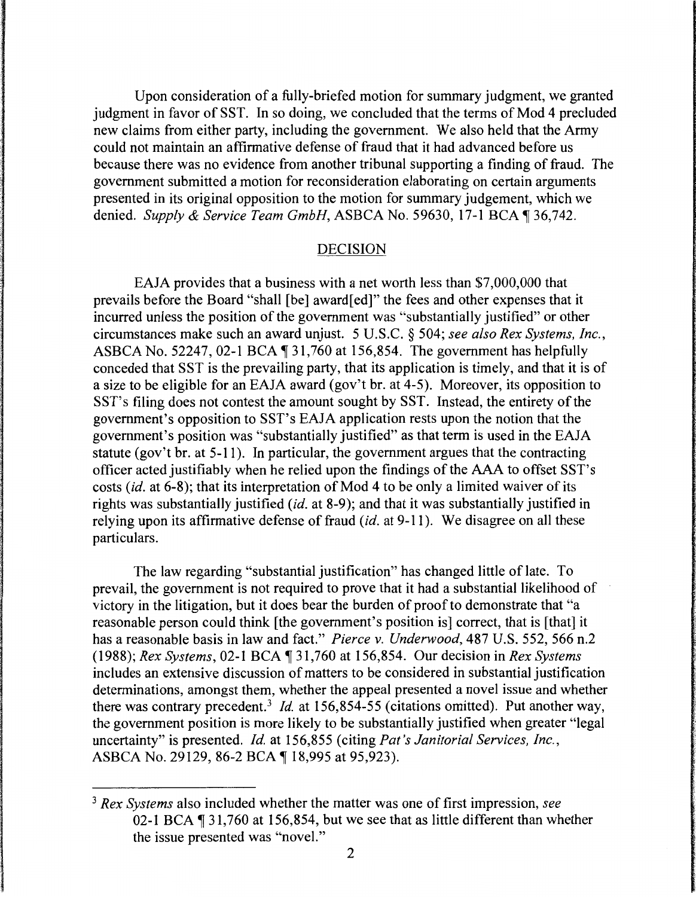Upon consideration of a fully-briefed motion for summary judgment, we granted judgment in favor of SST. In so doing, we concluded that the terms of Mod 4 precluded new claims from either party, including the government. We also held that the Army could not maintain an affirmative defense of fraud that it had advanced before us because there was no evidence from another tribunal supporting a finding of fraud. The government submitted a motion for reconsideration elaborating on certain arguments presented in its original opposition to the motion for summary judgement, which we denied. *Supply & Service Team GmbH*, ASBCA No. 59630, 17-1 BCA ¶ 36,742.

## DECISION

EAJA provides that a business with a net worth less than $7,000,000 that prevails before the Board "shall [be] award[ed]" the fees and other expenses that it incurred unless the position of the government was "substantially justified" or other circumstances make such an award unjust. 5 U.S.C. § 504; *see also Rex Systems, Inc.*, ASBCA No. 52247, 02-1 BCA ¶ 31,760 at 156,854. The government has helpfully conceded that SST is the prevailing party, that its application is timely, and that it is of a size to be eligible for an EAJA award (gov't br. at 4-5). Moreover, its opposition to SST's filing does not contest the amount sought by SST. Instead, the entirety of the government's opposition to SST's EAJA application rests upon the notion that the government's position was "substantially justified" as that term is used in the EAJA statute (gov't br. at 5-11). In particular, the government argues that the contracting officer acted justifiably when he relied upon the findings of the AAA to offset SST's costs (*id.* at 6-8); that its interpretation of Mod 4 to be only a limited waiver of its rights was substantially justified (*id.* at 8-9); and that it was substantially justified in relying upon its affirmative defense of fraud (*id.* at 9-11). We disagree on all these particulars.

The law regarding "substantial justification" has changed little of late. To prevail, the government is not required to prove that it had a substantial likelihood of victory in the litigation, but it does bear the burden of proof to demonstrate that "a reasonable person could think [the government's position is] correct, that is [that] it has a reasonable basis in law and fact." *Pierce v. Underwood*, 487 U.S. 552, 566 n.2 (1988); *Rex Systems*, 02-1 BCA ¶ 31,760 at 156,854. Our decision in *Rex Systems* includes an extensive discussion of matters to be considered in substantial justification determinations, amongst them, whether the appeal presented a novel issue and whether there was contrary precedent.[3] *Id.* at 156,854-55 (citations omitted). Put another way, the government position is more likely to be substantially justified when greater "legal uncertainty" is presented. *Id.* at 156,855 (citing *Pat's Janitorial Services, Inc.*, ASBCA No. 29129, 86-2 BCA ¶ 18,995 at 95,923).

[3] *Rex Systems* also included whether the matter was one of first impression, *see* 02-1 BCA ¶ 31,760 at 156,854, but we see that as little different than whether the issue presented was "novel."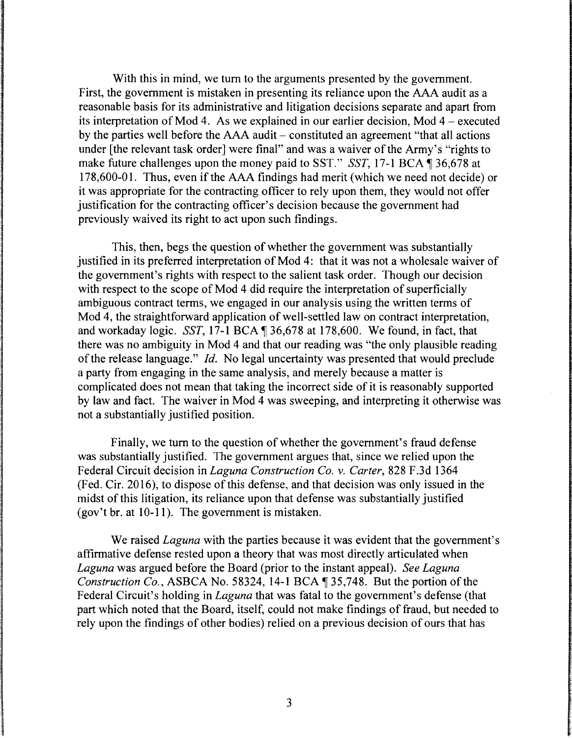With this in mind, we turn to the arguments presented by the government. First, the government is mistaken in presenting its reliance upon the AAA audit as a reasonable basis for its administrative and litigation decisions separate and apart from its interpretation of Mod 4. As we explained in our earlier decision, Mod 4 – executed by the parties well before the AAA audit – constituted an agreement "that all actions under [the relevant task order] were final" and was a waiver of the Army's "rights to make future challenges upon the money paid to SST." *SST*, 17-1 BCA ¶ 36,678 at 178,600-01. Thus, even if the AAA findings had merit (which we need not decide) or it was appropriate for the contracting officer to rely upon them, they would not offer justification for the contracting officer's decision because the government had previously waived its right to act upon such findings.

This, then, begs the question of whether the government was substantially justified in its preferred interpretation of Mod 4: that it was not a wholesale waiver of the government's rights with respect to the salient task order. Though our decision with respect to the scope of Mod 4 did require the interpretation of superficially ambiguous contract terms, we engaged in our analysis using the written terms of Mod 4, the straightforward application of well-settled law on contract interpretation, and workaday logic. *SST*, 17-1 BCA ¶ 36,678 at 178,600. We found, in fact, that there was no ambiguity in Mod 4 and that our reading was "the only plausible reading of the release language." *Id.* No legal uncertainty was presented that would preclude a party from engaging in the same analysis, and merely because a matter is complicated does not mean that taking the incorrect side of it is reasonably supported by law and fact. The waiver in Mod 4 was sweeping, and interpreting it otherwise was not a substantially justified position.

Finally, we turn to the question of whether the government's fraud defense was substantially justified. The government argues that, since we relied upon the Federal Circuit decision in *Laguna Construction Co. v. Carter*, 828 F.3d 1364 (Fed. Cir. 2016), to dispose of this defense, and that decision was only issued in the midst of this litigation, its reliance upon that defense was substantially justified (gov't br. at 10-11). The government is mistaken.

We raised *Laguna* with the parties because it was evident that the government's affirmative defense rested upon a theory that was most directly articulated when *Laguna* was argued before the Board (prior to the instant appeal). *See Laguna Construction Co.*, ASBCA No. 58324, 14-1 BCA ¶ 35,748. But the portion of the Federal Circuit's holding in *Laguna* that was fatal to the government's defense (that part which noted that the Board, itself, could not make findings of fraud, but needed to rely upon the findings of other bodies) relied on a previous decision of ours that has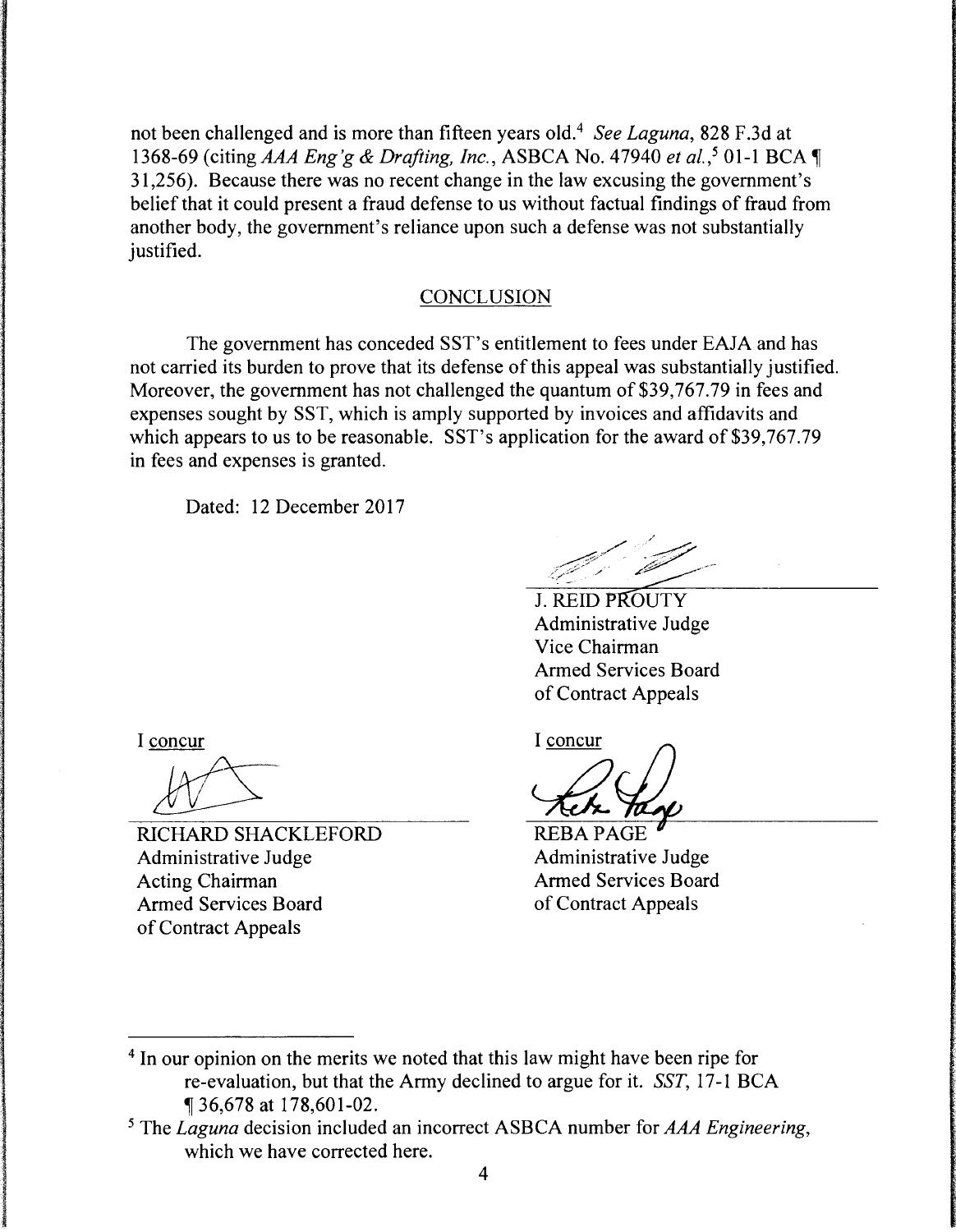not been challenged and is more than fifteen years old.[4] *See Laguna*, 828 F.3d at 1368-69 (citing *AAA Eng'g & Drafting, Inc.*, ASBCA No. 47940 *et al.*,[5] 01-1 BCA ¶ 31,256). Because there was no recent change in the law excusing the government's belief that it could present a fraud defense to us without factual findings of fraud from another body, the government's reliance upon such a defense was not substantially justified.

## CONCLUSION

The government has conceded SST's entitlement to fees under EAJA and has not carried its burden to prove that its defense of this appeal was substantially justified. Moreover, the government has not challenged the quantum of $39,767.79 in fees and expenses sought by SST, which is amply supported by invoices and affidavits and which appears to us to be reasonable. SST's application for the award of $39,767.79 in fees and expenses is granted.

Dated: 12 December 2017

J. REID PROUTY
Administrative Judge
Vice Chairman
Armed Services Board
of Contract Appeals

I concur

RICHARD SHACKLEFORD
Administrative Judge
Acting Chairman
Armed Services Board
of Contract Appeals

I concur

REBA PAGE
Administrative Judge
Armed Services Board
of Contract Appeals

---

[4] In our opinion on the merits we noted that this law might have been ripe for re-evaluation, but that the Army declined to argue for it. *SST*, 17-1 BCA ¶ 36,678 at 178,601-02.

[5] The *Laguna* decision included an incorrect ASBCA number for *AAA Engineering*, which we have corrected here.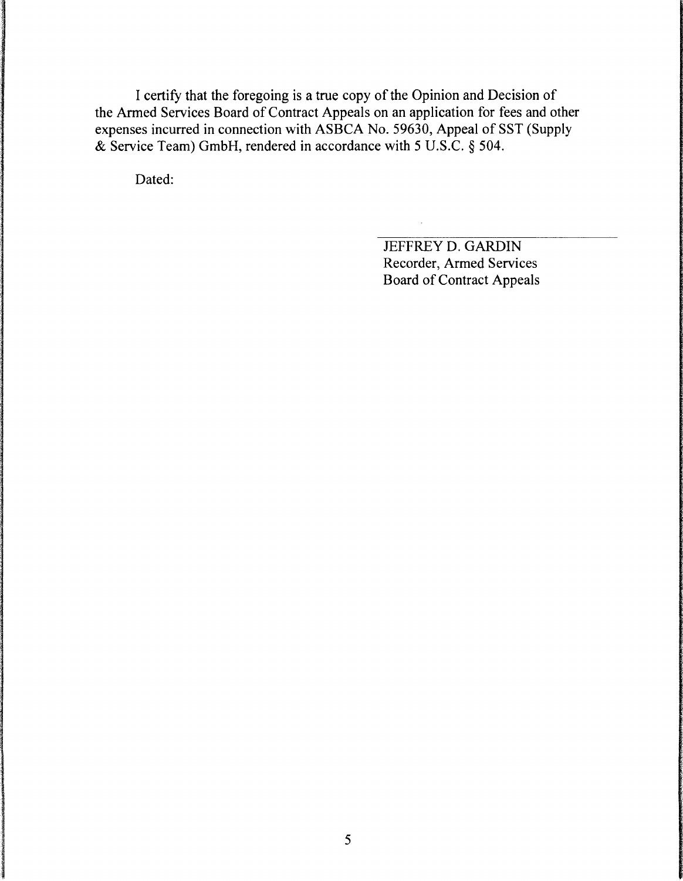I certify that the foregoing is a true copy of the Opinion and Decision of the Armed Services Board of Contract Appeals on an application for fees and other expenses incurred in connection with ASBCA No. 59630, Appeal of SST (Supply & Service Team) GmbH, rendered in accordance with 5 U.S.C. § 504.

Dated:

JEFFREY D. GARDIN
Recorder, Armed Services
Board of Contract Appeals